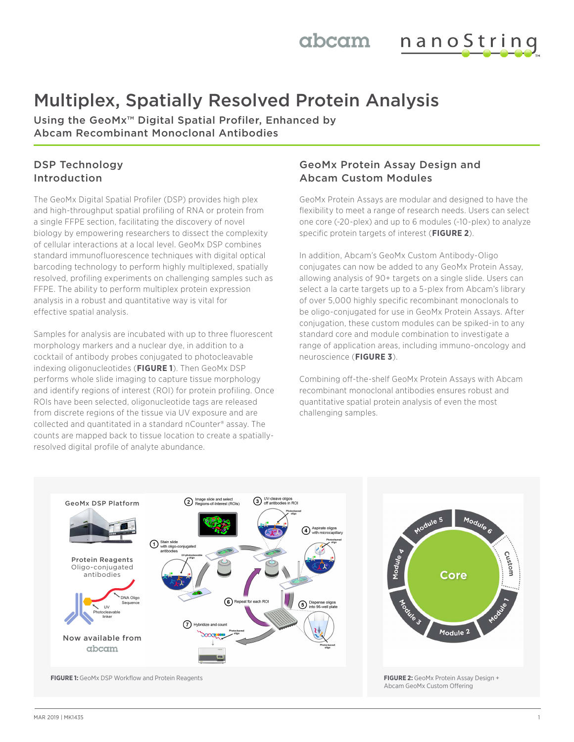# Multiplex, Spatially Resolved Protein Analysis

Using the GeoMx™ Digital Spatial Profiler, Enhanced by Abcam Recombinant Monoclonal Antibodies

## DSP Technology Introduction

The GeoMx Digital Spatial Profiler (DSP) provides high plex and high-throughput spatial profiling of RNA or protein from a single FFPE section, facilitating the discovery of novel biology by empowering researchers to dissect the complexity of cellular interactions at a local level. GeoMx DSP combines standard immunofluorescence techniques with digital optical barcoding technology to perform highly multiplexed, spatially resolved, profiling experiments on challenging samples such as FFPE. The ability to perform multiplex protein expression analysis in a robust and quantitative way is vital for effective spatial analysis.

Samples for analysis are incubated with up to three fluorescent morphology markers and a nuclear dye, in addition to a cocktail of antibody probes conjugated to photocleavable indexing oligonucleotides (**FIGURE 1**). Then GeoMx DSP performs whole slide imaging to capture tissue morphology and identify regions of interest (ROI) for protein profiling. Once ROIs have been selected, oligonucleotide tags are released from discrete regions of the tissue via UV exposure and are collected and quantitated in a standard nCounter® assay. The counts are mapped back to tissue location to create a spatially-resolved digital profile of analyte abundance.

## GeoMx Protein Assay Design and Abcam Custom Modules

GeoMx Protein Assays are modular and designed to have the flexibility to meet a range of research needs. Users can select one core (~20-plex) and up to 6 modules (~10-plex) to analyze specific protein targets of interest (**FIGURE 2**).

In addition, Abcam's GeoMx Custom Antibody-Oligo conjugates can now be added to any GeoMx Protein Assay, allowing analysis of 90+ targets on a single slide. Users can select a la carte targets up to a 5-plex from Abcam's library of over 5,000 highly specific recombinant monoclonals to be oligo-conjugated for use in GeoMx Protein Assays. After conjugation, these custom modules can be spiked-in to any standard core and module combination to investigate a range of application areas, including immuno-oncology and neuroscience (**FIGURE 3**).

Combining off-the-shelf GeoMx Protein Assays with Abcam recombinant monoclonal antibodies ensures robust and quantitative spatial protein analysis of even the most challenging samples.

**FIGURE 1:** GeoMx DSP Workflow and Protein Reagents

**FIGURE 2:** GeoMx Protein Assay Design + Abcam GeoMx Custom Offering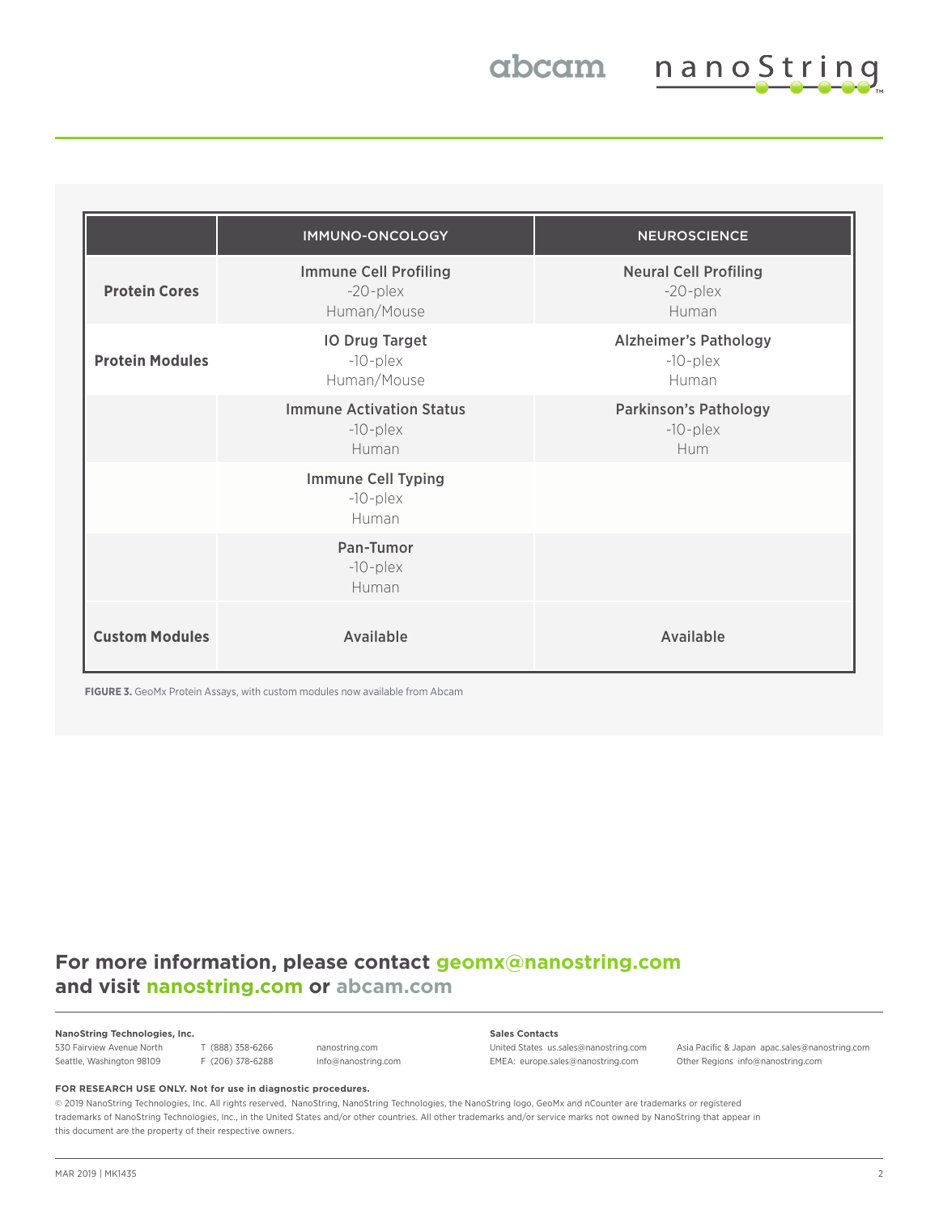| | IMMUNO-ONCOLOGY | NEUROSCIENCE |
|---|---|---|
| **Protein Cores** | **Immune Cell Profiling** ~20-plex Human/Mouse | **Neural Cell Profiling** ~20-plex Human |
| **Protein Modules** | **IO Drug Target** ~10-plex Human/Mouse | **Alzheimer's Pathology** ~10-plex Human |
| | **Immune Activation Status** ~10-plex Human | **Parkinson's Pathology** ~10-plex Hum |
| | **Immune Cell Typing** ~10-plex Human | |
| | **Pan-Tumor** ~10-plex Human | |
| **Custom Modules** | Available | Available |

**FIGURE 3.** GeoMx Protein Assays, with custom modules now available from Abcam

## For more information, please contact geomx@nanostring.com and visit nanostring.com or abcam.com

**NanoString Technologies, Inc.**
530 Fairview Avenue North
Seattle, Washington 98109
T (888) 358-6266
F (206) 378-6288
nanostring.com
info@nanostring.com

**Sales Contacts**
United States us.sales@nanostring.com
EMEA: europe.sales@nanostring.com
Asia Pacific & Japan apac.sales@nanostring.com
Other Regions info@nanostring.com

**FOR RESEARCH USE ONLY. Not for use in diagnostic procedures.**

© 2019 NanoString Technologies, Inc. All rights reserved. NanoString, NanoString Technologies, the NanoString logo, GeoMx and nCounter are trademarks or registered trademarks of NanoString Technologies, Inc., in the United States and/or other countries. All other trademarks and/or service marks not owned by NanoString that appear in this document are the property of their respective owners.

MAR 2019 | MK1435